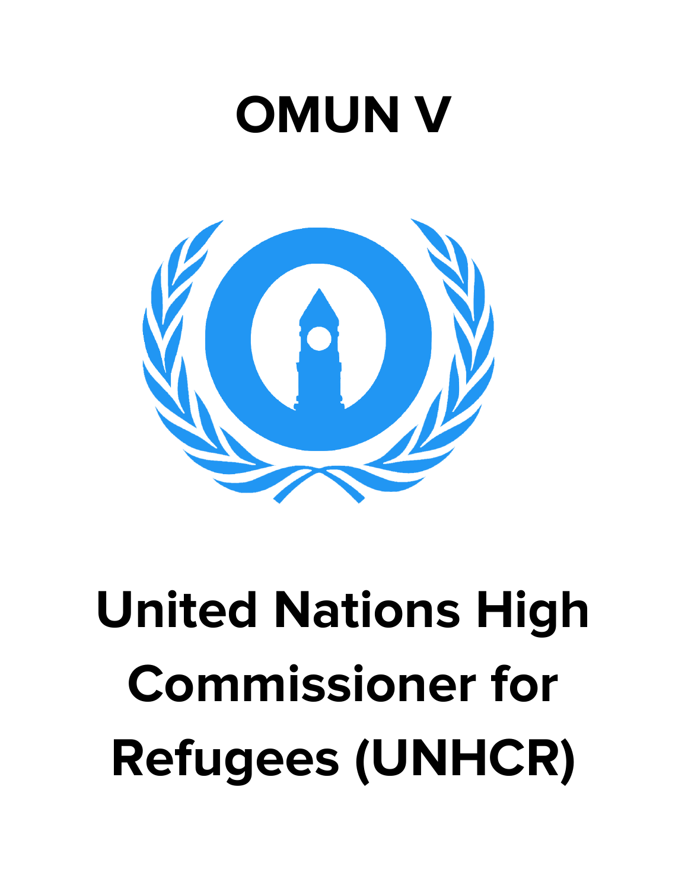# OMUN V

# United Nations High Commissioner for Refugees (UNHCR)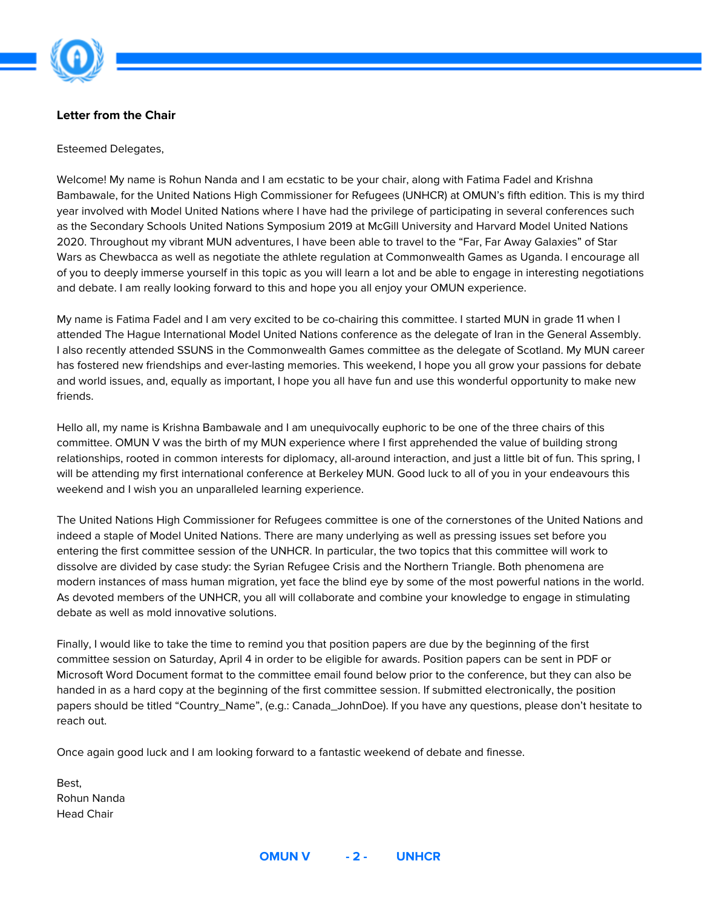**Letter from the Chair**

Esteemed Delegates,

Welcome! My name is Rohun Nanda and I am ecstatic to be your chair, along with Fatima Fadel and Krishna Bambawale, for the United Nations High Commissioner for Refugees (UNHCR) at OMUN's fifth edition. This is my third year involved with Model United Nations where I have had the privilege of participating in several conferences such as the Secondary Schools United Nations Symposium 2019 at McGill University and Harvard Model United Nations 2020. Throughout my vibrant MUN adventures, I have been able to travel to the "Far, Far Away Galaxies" of Star Wars as Chewbacca as well as negotiate the athlete regulation at Commonwealth Games as Uganda. I encourage all of you to deeply immerse yourself in this topic as you will learn a lot and be able to engage in interesting negotiations and debate. I am really looking forward to this and hope you all enjoy your OMUN experience.

My name is Fatima Fadel and I am very excited to be co-chairing this committee. I started MUN in grade 11 when I attended The Hague International Model United Nations conference as the delegate of Iran in the General Assembly. I also recently attended SSUNS in the Commonwealth Games committee as the delegate of Scotland. My MUN career has fostered new friendships and ever-lasting memories. This weekend, I hope you all grow your passions for debate and world issues, and, equally as important, I hope you all have fun and use this wonderful opportunity to make new friends.

Hello all, my name is Krishna Bambawale and I am unequivocally euphoric to be one of the three chairs of this committee. OMUN V was the birth of my MUN experience where I first apprehended the value of building strong relationships, rooted in common interests for diplomacy, all-around interaction, and just a little bit of fun. This spring, I will be attending my first international conference at Berkeley MUN. Good luck to all of you in your endeavours this weekend and I wish you an unparalleled learning experience.

The United Nations High Commissioner for Refugees committee is one of the cornerstones of the United Nations and indeed a staple of Model United Nations. There are many underlying as well as pressing issues set before you entering the first committee session of the UNHCR. In particular, the two topics that this committee will work to dissolve are divided by case study: the Syrian Refugee Crisis and the Northern Triangle. Both phenomena are modern instances of mass human migration, yet face the blind eye by some of the most powerful nations in the world. As devoted members of the UNHCR, you all will collaborate and combine your knowledge to engage in stimulating debate as well as mold innovative solutions.

Finally, I would like to take the time to remind you that position papers are due by the beginning of the first committee session on Saturday, April 4 in order to be eligible for awards. Position papers can be sent in PDF or Microsoft Word Document format to the committee email found below prior to the conference, but they can also be handed in as a hard copy at the beginning of the first committee session. If submitted electronically, the position papers should be titled "Country_Name", (e.g.: Canada_JohnDoe). If you have any questions, please don't hesitate to reach out.

Once again good luck and I am looking forward to a fantastic weekend of debate and finesse.

Best,  
Rohun Nanda  
Head Chair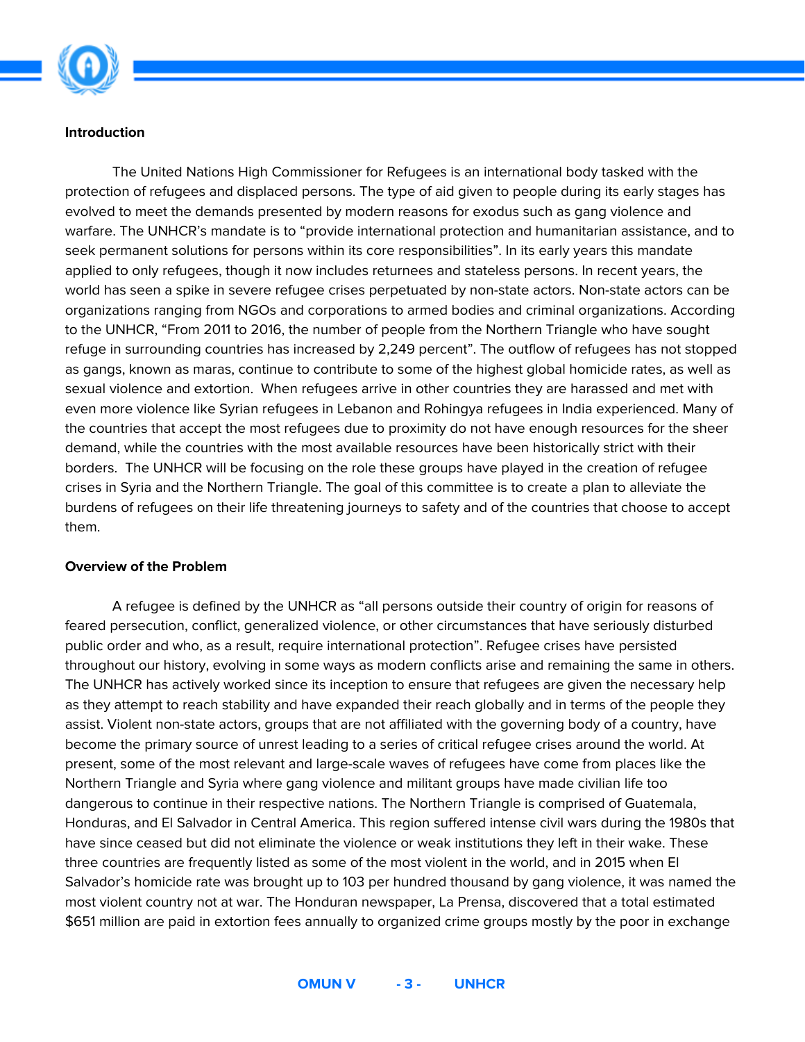**Introduction**

The United Nations High Commissioner for Refugees is an international body tasked with the protection of refugees and displaced persons. The type of aid given to people during its early stages has evolved to meet the demands presented by modern reasons for exodus such as gang violence and warfare. The UNHCR's mandate is to "provide international protection and humanitarian assistance, and to seek permanent solutions for persons within its core responsibilities". In its early years this mandate applied to only refugees, though it now includes returnees and stateless persons. In recent years, the world has seen a spike in severe refugee crises perpetuated by non-state actors. Non-state actors can be organizations ranging from NGOs and corporations to armed bodies and criminal organizations. According to the UNHCR, "From 2011 to 2016, the number of people from the Northern Triangle who have sought refuge in surrounding countries has increased by 2,249 percent". The outflow of refugees has not stopped as gangs, known as maras, continue to contribute to some of the highest global homicide rates, as well as sexual violence and extortion. When refugees arrive in other countries they are harassed and met with even more violence like Syrian refugees in Lebanon and Rohingya refugees in India experienced. Many of the countries that accept the most refugees due to proximity do not have enough resources for the sheer demand, while the countries with the most available resources have been historically strict with their borders. The UNHCR will be focusing on the role these groups have played in the creation of refugee crises in Syria and the Northern Triangle. The goal of this committee is to create a plan to alleviate the burdens of refugees on their life threatening journeys to safety and of the countries that choose to accept them.

**Overview of the Problem**

A refugee is defined by the UNHCR as "all persons outside their country of origin for reasons of feared persecution, conflict, generalized violence, or other circumstances that have seriously disturbed public order and who, as a result, require international protection". Refugee crises have persisted throughout our history, evolving in some ways as modern conflicts arise and remaining the same in others. The UNHCR has actively worked since its inception to ensure that refugees are given the necessary help as they attempt to reach stability and have expanded their reach globally and in terms of the people they assist. Violent non-state actors, groups that are not affiliated with the governing body of a country, have become the primary source of unrest leading to a series of critical refugee crises around the world. At present, some of the most relevant and large-scale waves of refugees have come from places like the Northern Triangle and Syria where gang violence and militant groups have made civilian life too dangerous to continue in their respective nations. The Northern Triangle is comprised of Guatemala, Honduras, and El Salvador in Central America. This region suffered intense civil wars during the 1980s that have since ceased but did not eliminate the violence or weak institutions they left in their wake. These three countries are frequently listed as some of the most violent in the world, and in 2015 when El Salvador's homicide rate was brought up to 103 per hundred thousand by gang violence, it was named the most violent country not at war. The Honduran newspaper, La Prensa, discovered that a total estimated $651 million are paid in extortion fees annually to organized crime groups mostly by the poor in exchange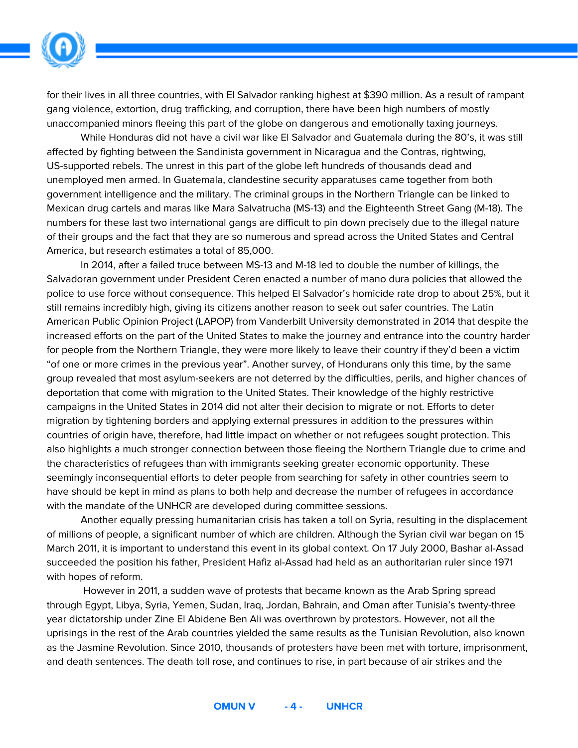for their lives in all three countries, with El Salvador ranking highest at $390 million. As a result of rampant gang violence, extortion, drug trafficking, and corruption, there have been high numbers of mostly unaccompanied minors fleeing this part of the globe on dangerous and emotionally taxing journeys.

While Honduras did not have a civil war like El Salvador and Guatemala during the 80's, it was still affected by fighting between the Sandinista government in Nicaragua and the Contras, rightwing, US-supported rebels. The unrest in this part of the globe left hundreds of thousands dead and unemployed men armed. In Guatemala, clandestine security apparatuses came together from both government intelligence and the military. The criminal groups in the Northern Triangle can be linked to Mexican drug cartels and maras like Mara Salvatrucha (MS-13) and the Eighteenth Street Gang (M-18). The numbers for these last two international gangs are difficult to pin down precisely due to the illegal nature of their groups and the fact that they are so numerous and spread across the United States and Central America, but research estimates a total of 85,000.

In 2014, after a failed truce between MS-13 and M-18 led to double the number of killings, the Salvadoran government under President Ceren enacted a number of mano dura policies that allowed the police to use force without consequence. This helped El Salvador's homicide rate drop to about 25%, but it still remains incredibly high, giving its citizens another reason to seek out safer countries. The Latin American Public Opinion Project (LAPOP) from Vanderbilt University demonstrated in 2014 that despite the increased efforts on the part of the United States to make the journey and entrance into the country harder for people from the Northern Triangle, they were more likely to leave their country if they'd been a victim "of one or more crimes in the previous year". Another survey, of Hondurans only this time, by the same group revealed that most asylum-seekers are not deterred by the difficulties, perils, and higher chances of deportation that come with migration to the United States. Their knowledge of the highly restrictive campaigns in the United States in 2014 did not alter their decision to migrate or not. Efforts to deter migration by tightening borders and applying external pressures in addition to the pressures within countries of origin have, therefore, had little impact on whether or not refugees sought protection. This also highlights a much stronger connection between those fleeing the Northern Triangle due to crime and the characteristics of refugees than with immigrants seeking greater economic opportunity. These seemingly inconsequential efforts to deter people from searching for safety in other countries seem to have should be kept in mind as plans to both help and decrease the number of refugees in accordance with the mandate of the UNHCR are developed during committee sessions.

Another equally pressing humanitarian crisis has taken a toll on Syria, resulting in the displacement of millions of people, a significant number of which are children. Although the Syrian civil war began on 15 March 2011, it is important to understand this event in its global context. On 17 July 2000, Bashar al-Assad succeeded the position his father, President Hafiz al-Assad had held as an authoritarian ruler since 1971 with hopes of reform.

However in 2011, a sudden wave of protests that became known as the Arab Spring spread through Egypt, Libya, Syria, Yemen, Sudan, Iraq, Jordan, Bahrain, and Oman after Tunisia's twenty-three year dictatorship under Zine El Abidene Ben Ali was overthrown by protestors. However, not all the uprisings in the rest of the Arab countries yielded the same results as the Tunisian Revolution, also known as the Jasmine Revolution. Since 2010, thousands of protesters have been met with torture, imprisonment, and death sentences. The death toll rose, and continues to rise, in part because of air strikes and the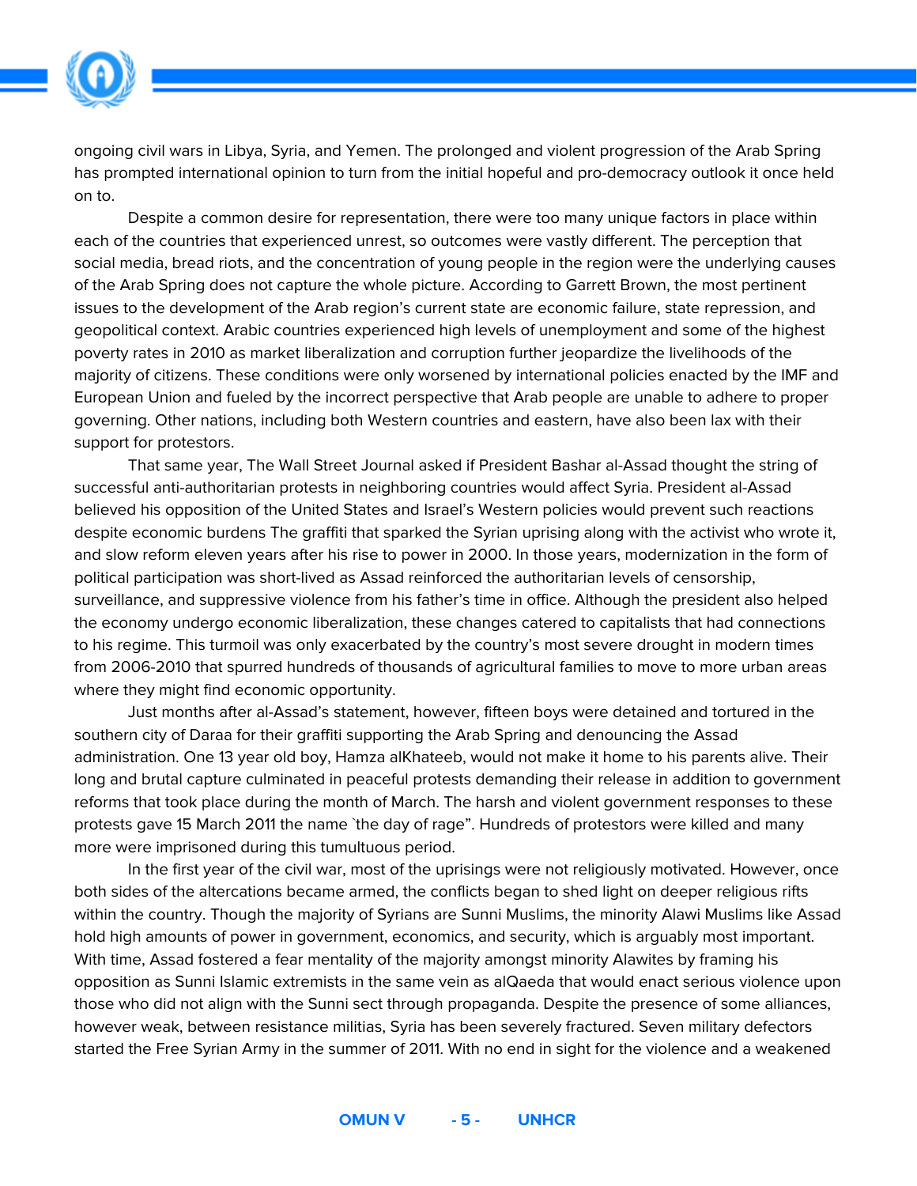ongoing civil wars in Libya, Syria, and Yemen. The prolonged and violent progression of the Arab Spring has prompted international opinion to turn from the initial hopeful and pro-democracy outlook it once held on to.

Despite a common desire for representation, there were too many unique factors in place within each of the countries that experienced unrest, so outcomes were vastly different. The perception that social media, bread riots, and the concentration of young people in the region were the underlying causes of the Arab Spring does not capture the whole picture. According to Garrett Brown, the most pertinent issues to the development of the Arab region's current state are economic failure, state repression, and geopolitical context. Arabic countries experienced high levels of unemployment and some of the highest poverty rates in 2010 as market liberalization and corruption further jeopardize the livelihoods of the majority of citizens. These conditions were only worsened by international policies enacted by the IMF and European Union and fueled by the incorrect perspective that Arab people are unable to adhere to proper governing. Other nations, including both Western countries and eastern, have also been lax with their support for protestors.

That same year, The Wall Street Journal asked if President Bashar al-Assad thought the string of successful anti-authoritarian protests in neighboring countries would affect Syria. President al-Assad believed his opposition of the United States and Israel's Western policies would prevent such reactions despite economic burdens The graffiti that sparked the Syrian uprising along with the activist who wrote it, and slow reform eleven years after his rise to power in 2000. In those years, modernization in the form of political participation was short-lived as Assad reinforced the authoritarian levels of censorship, surveillance, and suppressive violence from his father's time in office. Although the president also helped the economy undergo economic liberalization, these changes catered to capitalists that had connections to his regime. This turmoil was only exacerbated by the country's most severe drought in modern times from 2006-2010 that spurred hundreds of thousands of agricultural families to move to more urban areas where they might find economic opportunity.

Just months after al-Assad's statement, however, fifteen boys were detained and tortured in the southern city of Daraa for their graffiti supporting the Arab Spring and denouncing the Assad administration. One 13 year old boy, Hamza alKhateeb, would not make it home to his parents alive. Their long and brutal capture culminated in peaceful protests demanding their release in addition to government reforms that took place during the month of March. The harsh and violent government responses to these protests gave 15 March 2011 the name `the day of rage". Hundreds of protestors were killed and many more were imprisoned during this tumultuous period.

In the first year of the civil war, most of the uprisings were not religiously motivated. However, once both sides of the altercations became armed, the conflicts began to shed light on deeper religious rifts within the country. Though the majority of Syrians are Sunni Muslims, the minority Alawi Muslims like Assad hold high amounts of power in government, economics, and security, which is arguably most important. With time, Assad fostered a fear mentality of the majority amongst minority Alawites by framing his opposition as Sunni Islamic extremists in the same vein as alQaeda that would enact serious violence upon those who did not align with the Sunni sect through propaganda. Despite the presence of some alliances, however weak, between resistance militias, Syria has been severely fractured. Seven military defectors started the Free Syrian Army in the summer of 2011. With no end in sight for the violence and a weakened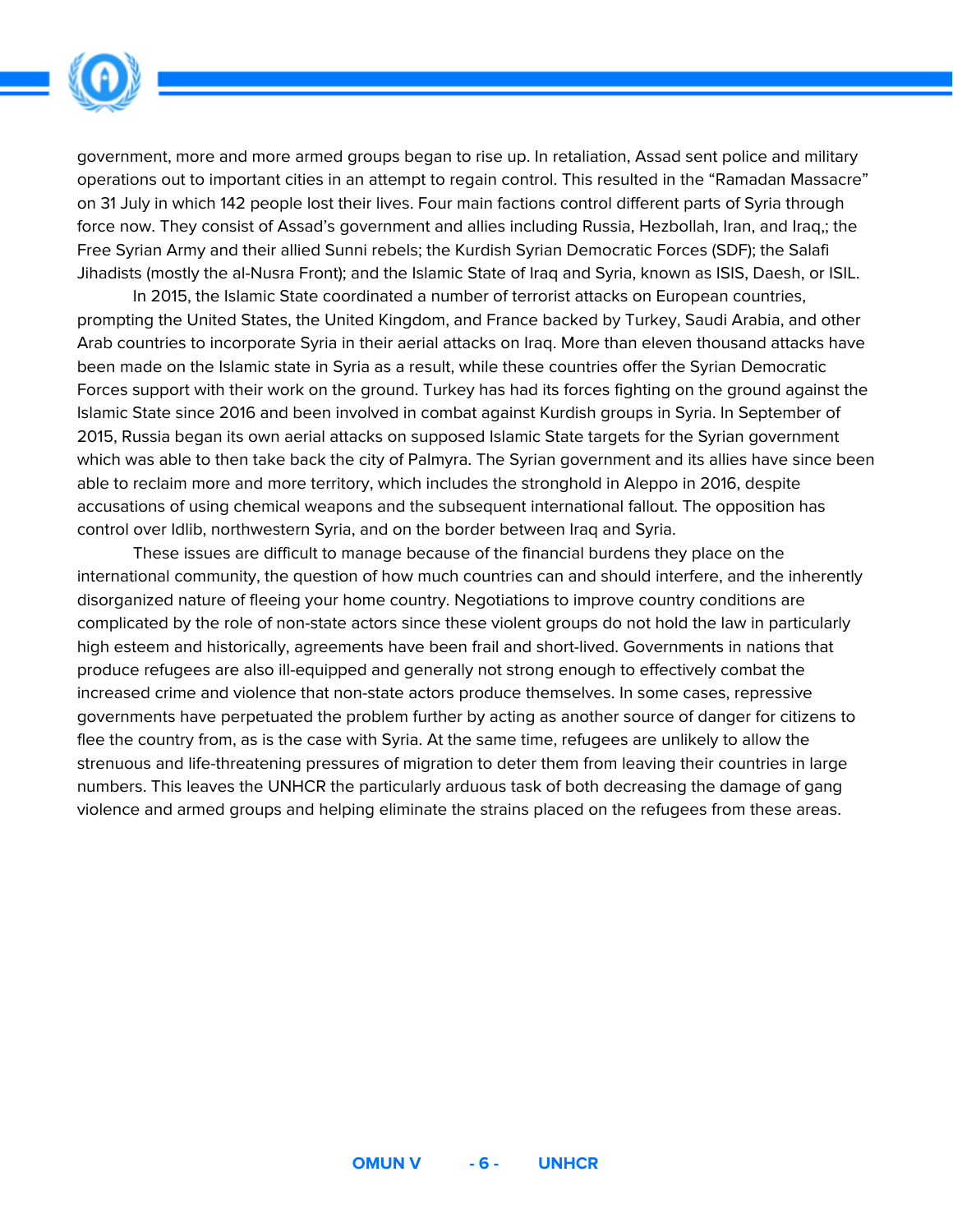government, more and more armed groups began to rise up. In retaliation, Assad sent police and military operations out to important cities in an attempt to regain control. This resulted in the "Ramadan Massacre" on 31 July in which 142 people lost their lives. Four main factions control different parts of Syria through force now. They consist of Assad's government and allies including Russia, Hezbollah, Iran, and Iraq,; the Free Syrian Army and their allied Sunni rebels; the Kurdish Syrian Democratic Forces (SDF); the Salafi Jihadists (mostly the al-Nusra Front); and the Islamic State of Iraq and Syria, known as ISIS, Daesh, or ISIL.

In 2015, the Islamic State coordinated a number of terrorist attacks on European countries, prompting the United States, the United Kingdom, and France backed by Turkey, Saudi Arabia, and other Arab countries to incorporate Syria in their aerial attacks on Iraq. More than eleven thousand attacks have been made on the Islamic state in Syria as a result, while these countries offer the Syrian Democratic Forces support with their work on the ground. Turkey has had its forces fighting on the ground against the Islamic State since 2016 and been involved in combat against Kurdish groups in Syria. In September of 2015, Russia began its own aerial attacks on supposed Islamic State targets for the Syrian government which was able to then take back the city of Palmyra. The Syrian government and its allies have since been able to reclaim more and more territory, which includes the stronghold in Aleppo in 2016, despite accusations of using chemical weapons and the subsequent international fallout. The opposition has control over Idlib, northwestern Syria, and on the border between Iraq and Syria.

These issues are difficult to manage because of the financial burdens they place on the international community, the question of how much countries can and should interfere, and the inherently disorganized nature of fleeing your home country. Negotiations to improve country conditions are complicated by the role of non-state actors since these violent groups do not hold the law in particularly high esteem and historically, agreements have been frail and short-lived. Governments in nations that produce refugees are also ill-equipped and generally not strong enough to effectively combat the increased crime and violence that non-state actors produce themselves. In some cases, repressive governments have perpetuated the problem further by acting as another source of danger for citizens to flee the country from, as is the case with Syria. At the same time, refugees are unlikely to allow the strenuous and life-threatening pressures of migration to deter them from leaving their countries in large numbers. This leaves the UNHCR the particularly arduous task of both decreasing the damage of gang violence and armed groups and helping eliminate the strains placed on the refugees from these areas.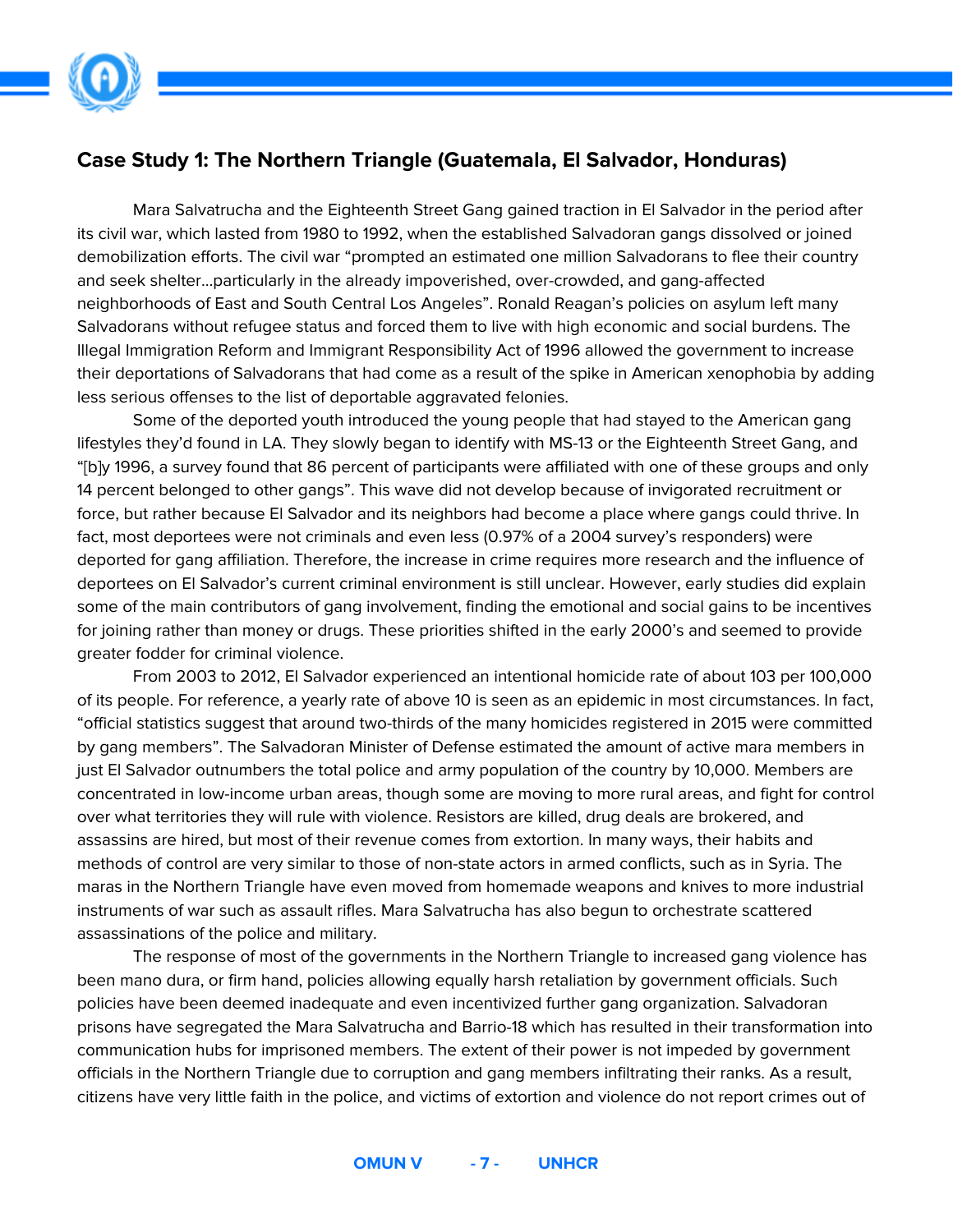## Case Study 1: The Northern Triangle (Guatemala, El Salvador, Honduras)

Mara Salvatrucha and the Eighteenth Street Gang gained traction in El Salvador in the period after its civil war, which lasted from 1980 to 1992, when the established Salvadoran gangs dissolved or joined demobilization efforts. The civil war "prompted an estimated one million Salvadorans to flee their country and seek shelter...particularly in the already impoverished, over-crowded, and gang-affected neighborhoods of East and South Central Los Angeles". Ronald Reagan's policies on asylum left many Salvadorans without refugee status and forced them to live with high economic and social burdens. The Illegal Immigration Reform and Immigrant Responsibility Act of 1996 allowed the government to increase their deportations of Salvadorans that had come as a result of the spike in American xenophobia by adding less serious offenses to the list of deportable aggravated felonies.

Some of the deported youth introduced the young people that had stayed to the American gang lifestyles they'd found in LA. They slowly began to identify with MS-13 or the Eighteenth Street Gang, and "[b]y 1996, a survey found that 86 percent of participants were affiliated with one of these groups and only 14 percent belonged to other gangs". This wave did not develop because of invigorated recruitment or force, but rather because El Salvador and its neighbors had become a place where gangs could thrive. In fact, most deportees were not criminals and even less (0.97% of a 2004 survey's responders) were deported for gang affiliation. Therefore, the increase in crime requires more research and the influence of deportees on El Salvador's current criminal environment is still unclear. However, early studies did explain some of the main contributors of gang involvement, finding the emotional and social gains to be incentives for joining rather than money or drugs. These priorities shifted in the early 2000's and seemed to provide greater fodder for criminal violence.

From 2003 to 2012, El Salvador experienced an intentional homicide rate of about 103 per 100,000 of its people. For reference, a yearly rate of above 10 is seen as an epidemic in most circumstances. In fact, "official statistics suggest that around two-thirds of the many homicides registered in 2015 were committed by gang members". The Salvadoran Minister of Defense estimated the amount of active mara members in just El Salvador outnumbers the total police and army population of the country by 10,000. Members are concentrated in low-income urban areas, though some are moving to more rural areas, and fight for control over what territories they will rule with violence. Resistors are killed, drug deals are brokered, and assassins are hired, but most of their revenue comes from extortion. In many ways, their habits and methods of control are very similar to those of non-state actors in armed conflicts, such as in Syria. The maras in the Northern Triangle have even moved from homemade weapons and knives to more industrial instruments of war such as assault rifles. Mara Salvatrucha has also begun to orchestrate scattered assassinations of the police and military.

The response of most of the governments in the Northern Triangle to increased gang violence has been mano dura, or firm hand, policies allowing equally harsh retaliation by government officials. Such policies have been deemed inadequate and even incentivized further gang organization. Salvadoran prisons have segregated the Mara Salvatrucha and Barrio-18 which has resulted in their transformation into communication hubs for imprisoned members. The extent of their power is not impeded by government officials in the Northern Triangle due to corruption and gang members infiltrating their ranks. As a result, citizens have very little faith in the police, and victims of extortion and violence do not report crimes out of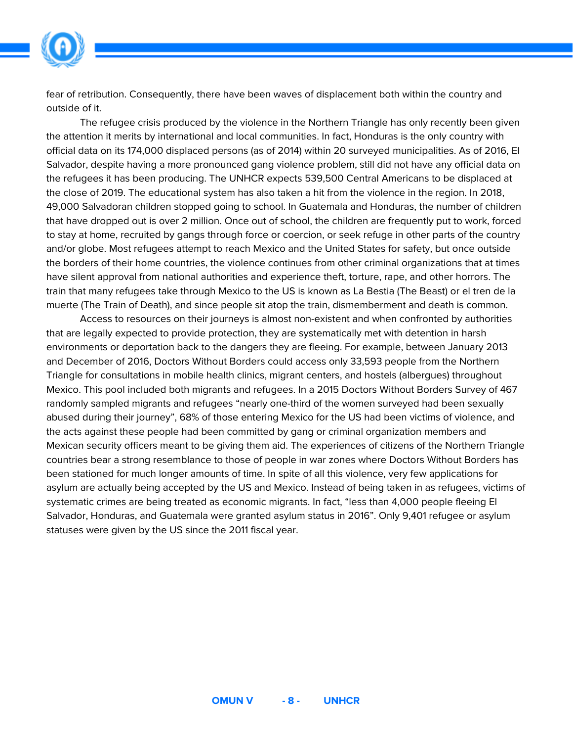fear of retribution. Consequently, there have been waves of displacement both within the country and outside of it.

The refugee crisis produced by the violence in the Northern Triangle has only recently been given the attention it merits by international and local communities. In fact, Honduras is the only country with official data on its 174,000 displaced persons (as of 2014) within 20 surveyed municipalities. As of 2016, El Salvador, despite having a more pronounced gang violence problem, still did not have any official data on the refugees it has been producing. The UNHCR expects 539,500 Central Americans to be displaced at the close of 2019. The educational system has also taken a hit from the violence in the region. In 2018, 49,000 Salvadoran children stopped going to school. In Guatemala and Honduras, the number of children that have dropped out is over 2 million. Once out of school, the children are frequently put to work, forced to stay at home, recruited by gangs through force or coercion, or seek refuge in other parts of the country and/or globe. Most refugees attempt to reach Mexico and the United States for safety, but once outside the borders of their home countries, the violence continues from other criminal organizations that at times have silent approval from national authorities and experience theft, torture, rape, and other horrors. The train that many refugees take through Mexico to the US is known as La Bestia (The Beast) or el tren de la muerte (The Train of Death), and since people sit atop the train, dismemberment and death is common.

Access to resources on their journeys is almost non-existent and when confronted by authorities that are legally expected to provide protection, they are systematically met with detention in harsh environments or deportation back to the dangers they are fleeing. For example, between January 2013 and December of 2016, Doctors Without Borders could access only 33,593 people from the Northern Triangle for consultations in mobile health clinics, migrant centers, and hostels (albergues) throughout Mexico. This pool included both migrants and refugees. In a 2015 Doctors Without Borders Survey of 467 randomly sampled migrants and refugees "nearly one-third of the women surveyed had been sexually abused during their journey", 68% of those entering Mexico for the US had been victims of violence, and the acts against these people had been committed by gang or criminal organization members and Mexican security officers meant to be giving them aid. The experiences of citizens of the Northern Triangle countries bear a strong resemblance to those of people in war zones where Doctors Without Borders has been stationed for much longer amounts of time. In spite of all this violence, very few applications for asylum are actually being accepted by the US and Mexico. Instead of being taken in as refugees, victims of systematic crimes are being treated as economic migrants. In fact, "less than 4,000 people fleeing El Salvador, Honduras, and Guatemala were granted asylum status in 2016". Only 9,401 refugee or asylum statuses were given by the US since the 2011 fiscal year.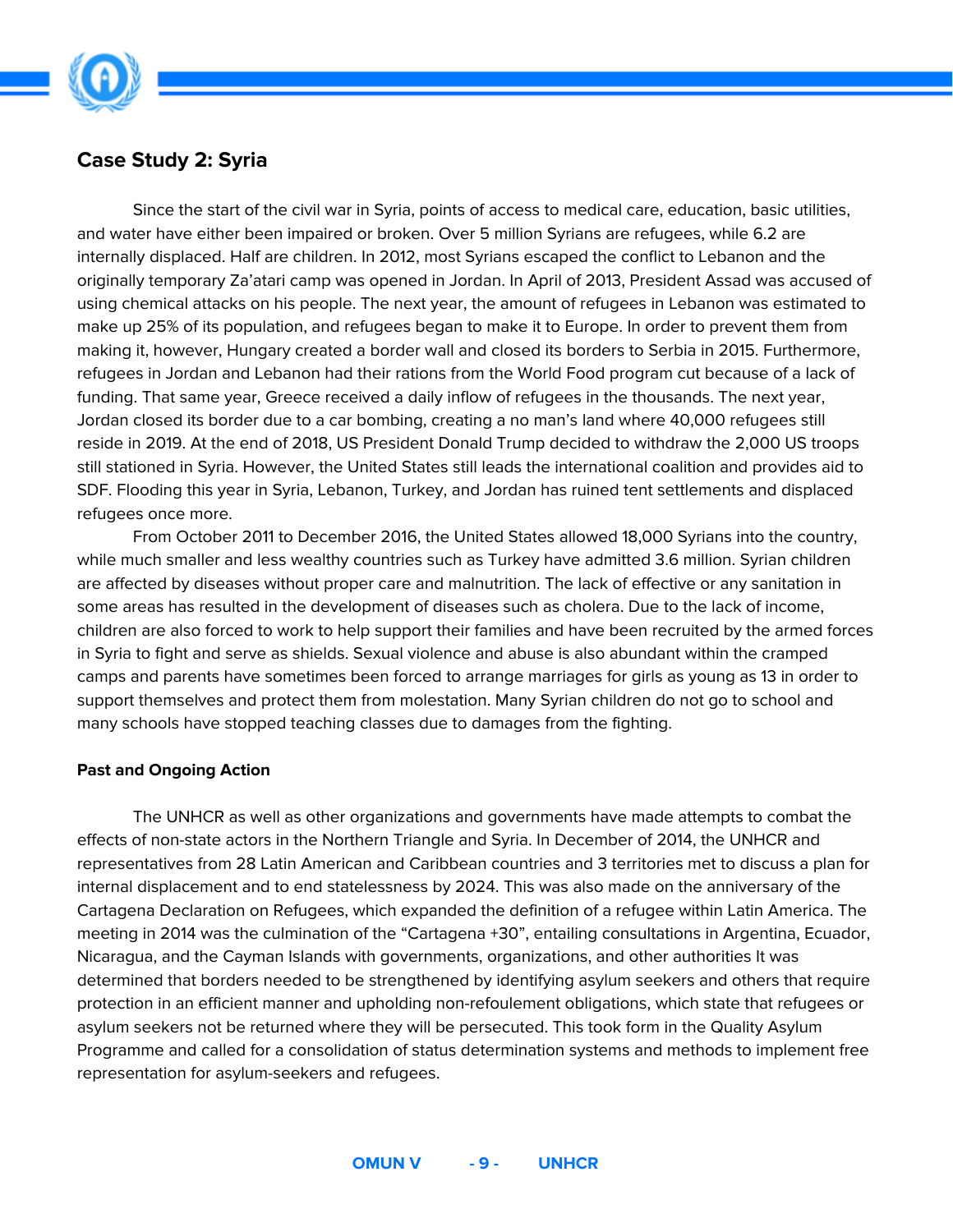## Case Study 2: Syria

Since the start of the civil war in Syria, points of access to medical care, education, basic utilities, and water have either been impaired or broken. Over 5 million Syrians are refugees, while 6.2 are internally displaced. Half are children. In 2012, most Syrians escaped the conflict to Lebanon and the originally temporary Za'atari camp was opened in Jordan. In April of 2013, President Assad was accused of using chemical attacks on his people. The next year, the amount of refugees in Lebanon was estimated to make up 25% of its population, and refugees began to make it to Europe. In order to prevent them from making it, however, Hungary created a border wall and closed its borders to Serbia in 2015. Furthermore, refugees in Jordan and Lebanon had their rations from the World Food program cut because of a lack of funding. That same year, Greece received a daily inflow of refugees in the thousands. The next year, Jordan closed its border due to a car bombing, creating a no man's land where 40,000 refugees still reside in 2019. At the end of 2018, US President Donald Trump decided to withdraw the 2,000 US troops still stationed in Syria. However, the United States still leads the international coalition and provides aid to SDF. Flooding this year in Syria, Lebanon, Turkey, and Jordan has ruined tent settlements and displaced refugees once more.

From October 2011 to December 2016, the United States allowed 18,000 Syrians into the country, while much smaller and less wealthy countries such as Turkey have admitted 3.6 million. Syrian children are affected by diseases without proper care and malnutrition. The lack of effective or any sanitation in some areas has resulted in the development of diseases such as cholera. Due to the lack of income, children are also forced to work to help support their families and have been recruited by the armed forces in Syria to fight and serve as shields. Sexual violence and abuse is also abundant within the cramped camps and parents have sometimes been forced to arrange marriages for girls as young as 13 in order to support themselves and protect them from molestation. Many Syrian children do not go to school and many schools have stopped teaching classes due to damages from the fighting.

### Past and Ongoing Action

The UNHCR as well as other organizations and governments have made attempts to combat the effects of non-state actors in the Northern Triangle and Syria. In December of 2014, the UNHCR and representatives from 28 Latin American and Caribbean countries and 3 territories met to discuss a plan for internal displacement and to end statelessness by 2024. This was also made on the anniversary of the Cartagena Declaration on Refugees, which expanded the definition of a refugee within Latin America. The meeting in 2014 was the culmination of the "Cartagena +30", entailing consultations in Argentina, Ecuador, Nicaragua, and the Cayman Islands with governments, organizations, and other authorities It was determined that borders needed to be strengthened by identifying asylum seekers and others that require protection in an efficient manner and upholding non-refoulement obligations, which state that refugees or asylum seekers not be returned where they will be persecuted. This took form in the Quality Asylum Programme and called for a consolidation of status determination systems and methods to implement free representation for asylum-seekers and refugees.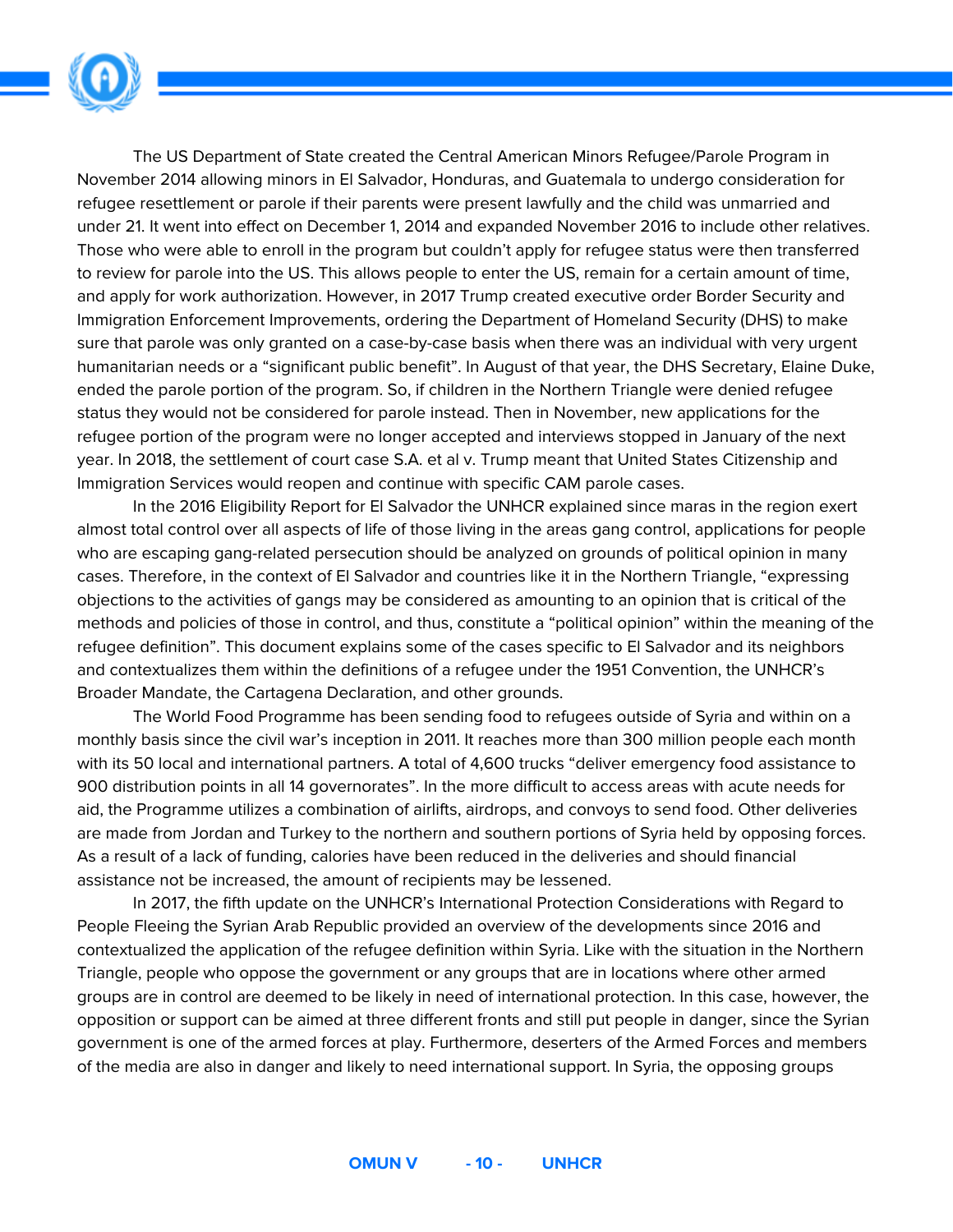The US Department of State created the Central American Minors Refugee/Parole Program in November 2014 allowing minors in El Salvador, Honduras, and Guatemala to undergo consideration for refugee resettlement or parole if their parents were present lawfully and the child was unmarried and under 21. It went into effect on December 1, 2014 and expanded November 2016 to include other relatives. Those who were able to enroll in the program but couldn't apply for refugee status were then transferred to review for parole into the US. This allows people to enter the US, remain for a certain amount of time, and apply for work authorization. However, in 2017 Trump created executive order Border Security and Immigration Enforcement Improvements, ordering the Department of Homeland Security (DHS) to make sure that parole was only granted on a case-by-case basis when there was an individual with very urgent humanitarian needs or a "significant public benefit". In August of that year, the DHS Secretary, Elaine Duke, ended the parole portion of the program. So, if children in the Northern Triangle were denied refugee status they would not be considered for parole instead. Then in November, new applications for the refugee portion of the program were no longer accepted and interviews stopped in January of the next year. In 2018, the settlement of court case S.A. et al v. Trump meant that United States Citizenship and Immigration Services would reopen and continue with specific CAM parole cases.

In the 2016 Eligibility Report for El Salvador the UNHCR explained since maras in the region exert almost total control over all aspects of life of those living in the areas gang control, applications for people who are escaping gang-related persecution should be analyzed on grounds of political opinion in many cases. Therefore, in the context of El Salvador and countries like it in the Northern Triangle, "expressing objections to the activities of gangs may be considered as amounting to an opinion that is critical of the methods and policies of those in control, and thus, constitute a "political opinion" within the meaning of the refugee definition". This document explains some of the cases specific to El Salvador and its neighbors and contextualizes them within the definitions of a refugee under the 1951 Convention, the UNHCR's Broader Mandate, the Cartagena Declaration, and other grounds.

The World Food Programme has been sending food to refugees outside of Syria and within on a monthly basis since the civil war's inception in 2011. It reaches more than 300 million people each month with its 50 local and international partners. A total of 4,600 trucks "deliver emergency food assistance to 900 distribution points in all 14 governorates". In the more difficult to access areas with acute needs for aid, the Programme utilizes a combination of airlifts, airdrops, and convoys to send food. Other deliveries are made from Jordan and Turkey to the northern and southern portions of Syria held by opposing forces. As a result of a lack of funding, calories have been reduced in the deliveries and should financial assistance not be increased, the amount of recipients may be lessened.

In 2017, the fifth update on the UNHCR's International Protection Considerations with Regard to People Fleeing the Syrian Arab Republic provided an overview of the developments since 2016 and contextualized the application of the refugee definition within Syria. Like with the situation in the Northern Triangle, people who oppose the government or any groups that are in locations where other armed groups are in control are deemed to be likely in need of international protection. In this case, however, the opposition or support can be aimed at three different fronts and still put people in danger, since the Syrian government is one of the armed forces at play. Furthermore, deserters of the Armed Forces and members of the media are also in danger and likely to need international support. In Syria, the opposing groups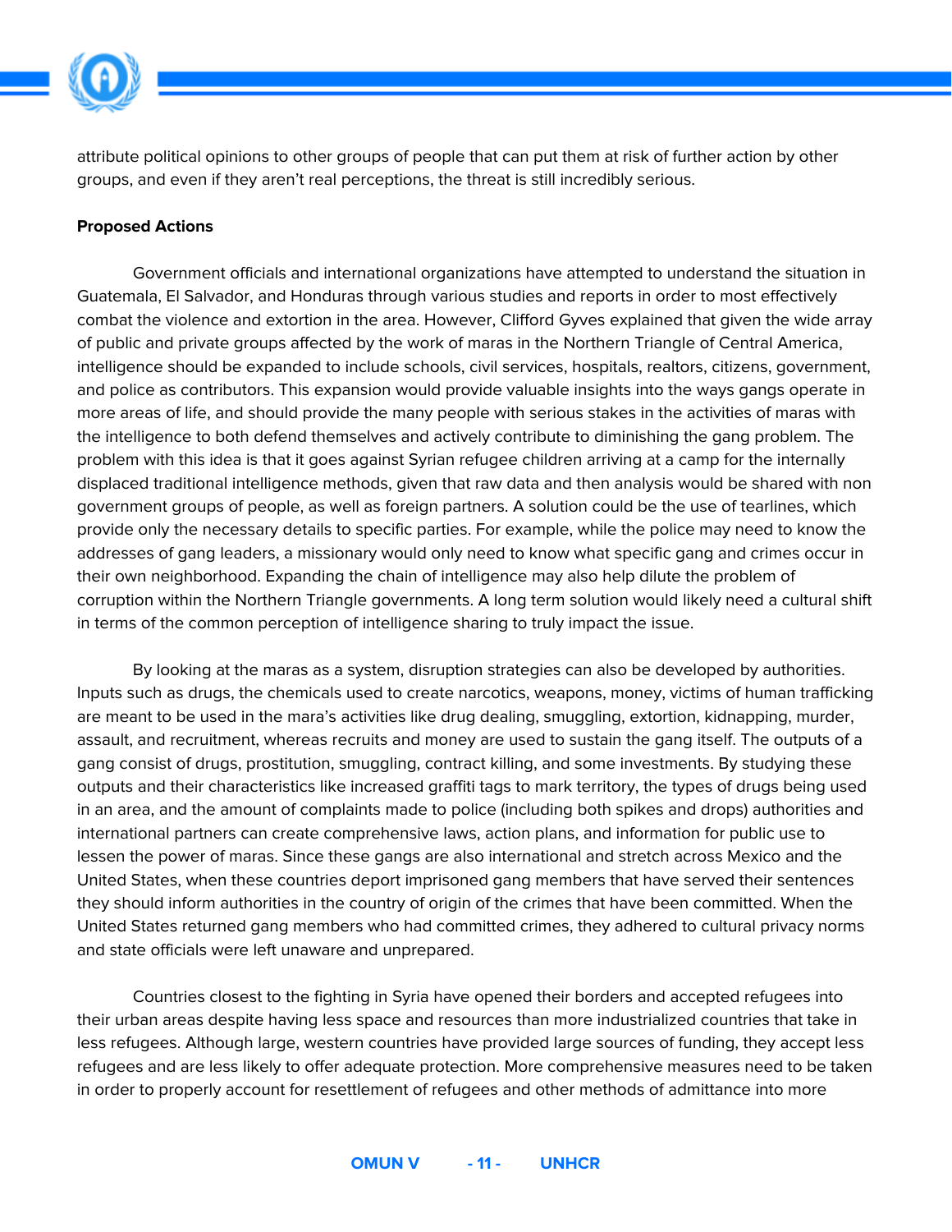attribute political opinions to other groups of people that can put them at risk of further action by other groups, and even if they aren't real perceptions, the threat is still incredibly serious.

**Proposed Actions**

Government officials and international organizations have attempted to understand the situation in Guatemala, El Salvador, and Honduras through various studies and reports in order to most effectively combat the violence and extortion in the area. However, Clifford Gyves explained that given the wide array of public and private groups affected by the work of maras in the Northern Triangle of Central America, intelligence should be expanded to include schools, civil services, hospitals, realtors, citizens, government, and police as contributors. This expansion would provide valuable insights into the ways gangs operate in more areas of life, and should provide the many people with serious stakes in the activities of maras with the intelligence to both defend themselves and actively contribute to diminishing the gang problem. The problem with this idea is that it goes against Syrian refugee children arriving at a camp for the internally displaced traditional intelligence methods, given that raw data and then analysis would be shared with non government groups of people, as well as foreign partners. A solution could be the use of tearlines, which provide only the necessary details to specific parties. For example, while the police may need to know the addresses of gang leaders, a missionary would only need to know what specific gang and crimes occur in their own neighborhood. Expanding the chain of intelligence may also help dilute the problem of corruption within the Northern Triangle governments. A long term solution would likely need a cultural shift in terms of the common perception of intelligence sharing to truly impact the issue.

By looking at the maras as a system, disruption strategies can also be developed by authorities. Inputs such as drugs, the chemicals used to create narcotics, weapons, money, victims of human trafficking are meant to be used in the mara's activities like drug dealing, smuggling, extortion, kidnapping, murder, assault, and recruitment, whereas recruits and money are used to sustain the gang itself. The outputs of a gang consist of drugs, prostitution, smuggling, contract killing, and some investments. By studying these outputs and their characteristics like increased graffiti tags to mark territory, the types of drugs being used in an area, and the amount of complaints made to police (including both spikes and drops) authorities and international partners can create comprehensive laws, action plans, and information for public use to lessen the power of maras. Since these gangs are also international and stretch across Mexico and the United States, when these countries deport imprisoned gang members that have served their sentences they should inform authorities in the country of origin of the crimes that have been committed. When the United States returned gang members who had committed crimes, they adhered to cultural privacy norms and state officials were left unaware and unprepared.

Countries closest to the fighting in Syria have opened their borders and accepted refugees into their urban areas despite having less space and resources than more industrialized countries that take in less refugees. Although large, western countries have provided large sources of funding, they accept less refugees and are less likely to offer adequate protection. More comprehensive measures need to be taken in order to properly account for resettlement of refugees and other methods of admittance into more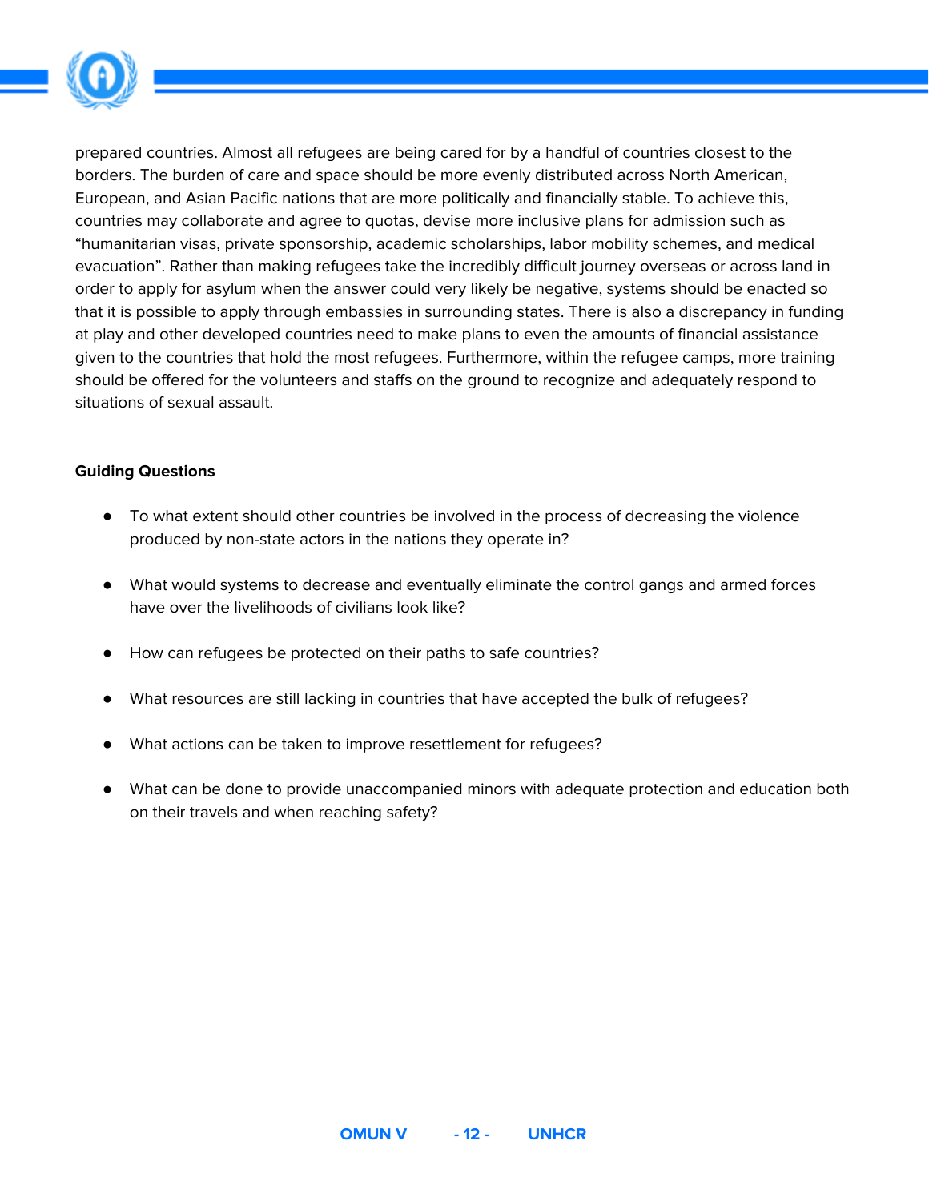prepared countries. Almost all refugees are being cared for by a handful of countries closest to the borders. The burden of care and space should be more evenly distributed across North American, European, and Asian Pacific nations that are more politically and financially stable. To achieve this, countries may collaborate and agree to quotas, devise more inclusive plans for admission such as "humanitarian visas, private sponsorship, academic scholarships, labor mobility schemes, and medical evacuation". Rather than making refugees take the incredibly difficult journey overseas or across land in order to apply for asylum when the answer could very likely be negative, systems should be enacted so that it is possible to apply through embassies in surrounding states. There is also a discrepancy in funding at play and other developed countries need to make plans to even the amounts of financial assistance given to the countries that hold the most refugees. Furthermore, within the refugee camps, more training should be offered for the volunteers and staffs on the ground to recognize and adequately respond to situations of sexual assault.

**Guiding Questions**

- To what extent should other countries be involved in the process of decreasing the violence produced by non-state actors in the nations they operate in?
- What would systems to decrease and eventually eliminate the control gangs and armed forces have over the livelihoods of civilians look like?
- How can refugees be protected on their paths to safe countries?
- What resources are still lacking in countries that have accepted the bulk of refugees?
- What actions can be taken to improve resettlement for refugees?
- What can be done to provide unaccompanied minors with adequate protection and education both on their travels and when reaching safety?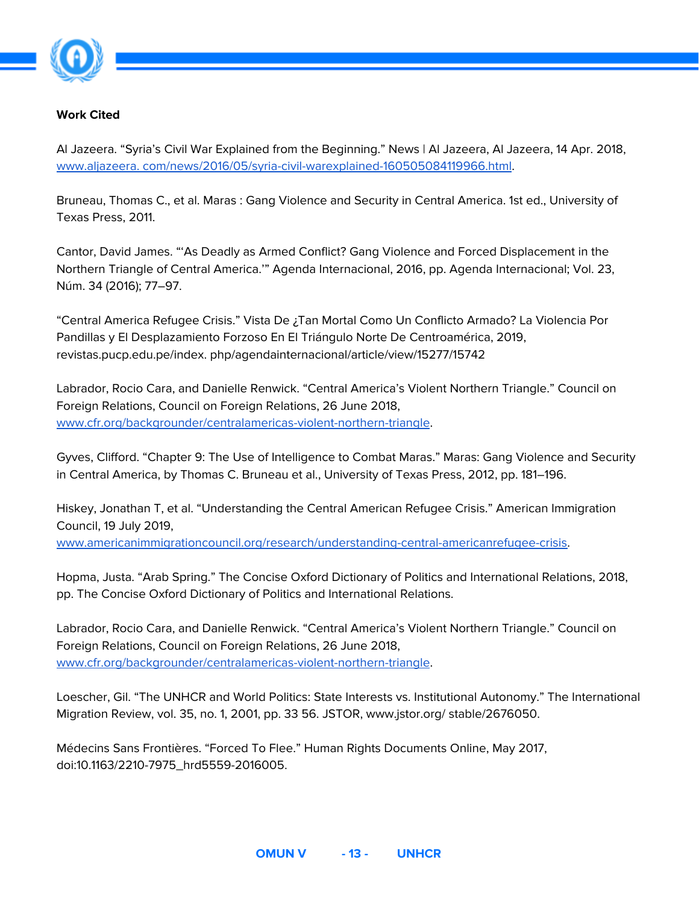**Work Cited**

Al Jazeera. “Syria’s Civil War Explained from the Beginning.” News | Al Jazeera, Al Jazeera, 14 Apr. 2018, www.aljazeera. com/news/2016/05/syria-civil-warexplained-160505084119966.html.

Bruneau, Thomas C., et al. Maras : Gang Violence and Security in Central America. 1st ed., University of Texas Press, 2011.

Cantor, David James. “‘As Deadly as Armed Conflict? Gang Violence and Forced Displacement in the Northern Triangle of Central America.’” Agenda Internacional, 2016, pp. Agenda Internacional; Vol. 23, Núm. 34 (2016); 77–97.

“Central America Refugee Crisis.” Vista De ¿Tan Mortal Como Un Conflicto Armado? La Violencia Por Pandillas y El Desplazamiento Forzoso En El Triángulo Norte De Centroamérica, 2019, revistas.pucp.edu.pe/index. php/agendainternacional/article/view/15277/15742

Labrador, Rocio Cara, and Danielle Renwick. “Central America’s Violent Northern Triangle.” Council on Foreign Relations, Council on Foreign Relations, 26 June 2018, www.cfr.org/backgrounder/centralamericas-violent-northern-triangle.

Gyves, Clifford. “Chapter 9: The Use of Intelligence to Combat Maras.” Maras: Gang Violence and Security in Central America, by Thomas C. Bruneau et al., University of Texas Press, 2012, pp. 181–196.

Hiskey, Jonathan T, et al. “Understanding the Central American Refugee Crisis.” American Immigration Council, 19 July 2019, www.americanimmigrationcouncil.org/research/understanding-central-americanrefugee-crisis.

Hopma, Justa. “Arab Spring.” The Concise Oxford Dictionary of Politics and International Relations, 2018, pp. The Concise Oxford Dictionary of Politics and International Relations.

Labrador, Rocio Cara, and Danielle Renwick. “Central America’s Violent Northern Triangle.” Council on Foreign Relations, Council on Foreign Relations, 26 June 2018, www.cfr.org/backgrounder/centralamericas-violent-northern-triangle.

Loescher, Gil. “The UNHCR and World Politics: State Interests vs. Institutional Autonomy.” The International Migration Review, vol. 35, no. 1, 2001, pp. 33 56. JSTOR, www.jstor.org/ stable/2676050.

Médecins Sans Frontières. “Forced To Flee.” Human Rights Documents Online, May 2017, doi:10.1163/2210-7975_hrd5559-2016005.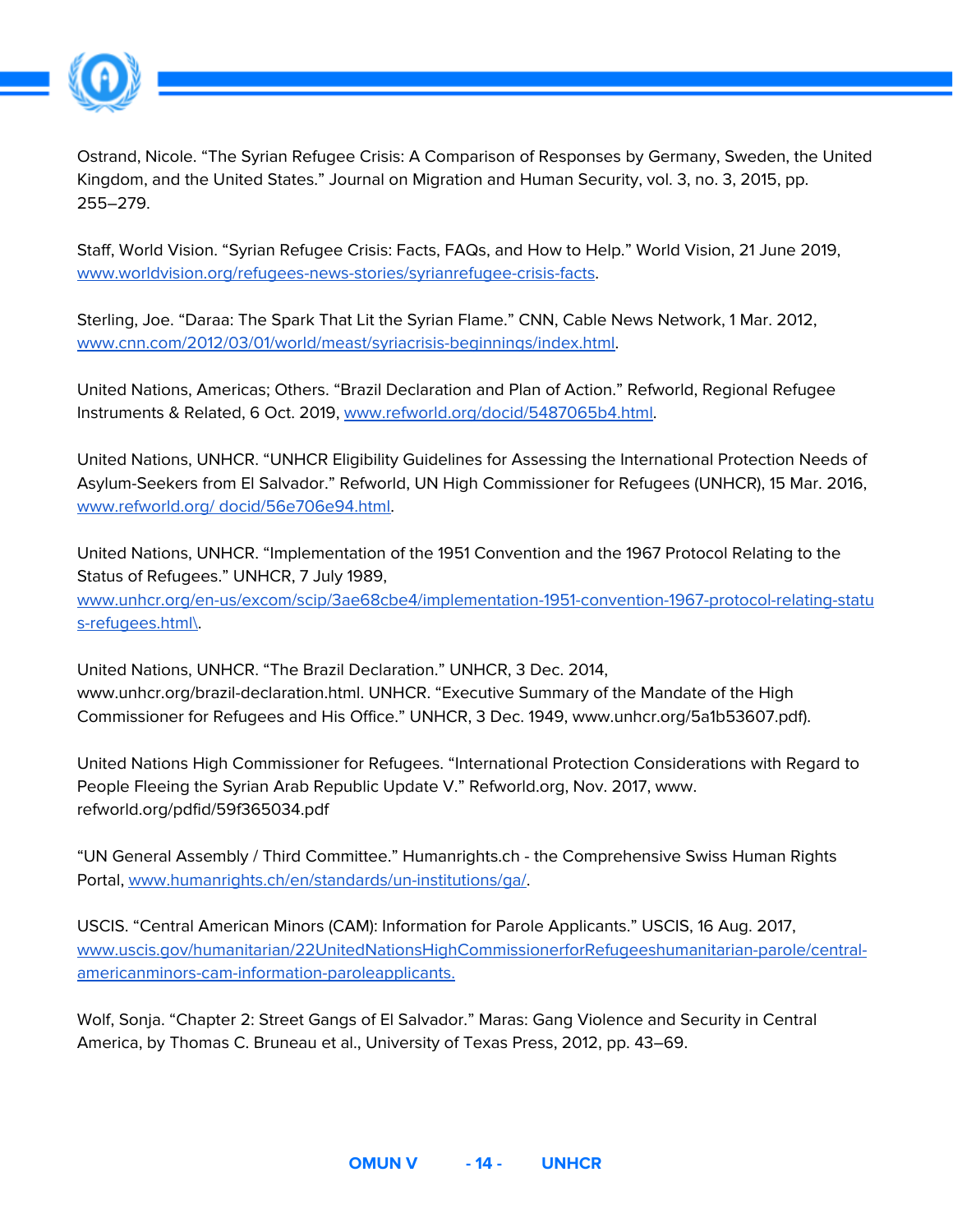Ostrand, Nicole. “The Syrian Refugee Crisis: A Comparison of Responses by Germany, Sweden, the United Kingdom, and the United States.” Journal on Migration and Human Security, vol. 3, no. 3, 2015, pp. 255–279.

Staff, World Vision. “Syrian Refugee Crisis: Facts, FAQs, and How to Help.” World Vision, 21 June 2019, www.worldvision.org/refugees-news-stories/syrianrefugee-crisis-facts.

Sterling, Joe. “Daraa: The Spark That Lit the Syrian Flame.” CNN, Cable News Network, 1 Mar. 2012, www.cnn.com/2012/03/01/world/meast/syriacrisis-beginnings/index.html.

United Nations, Americas; Others. “Brazil Declaration and Plan of Action.” Refworld, Regional Refugee Instruments & Related, 6 Oct. 2019, www.refworld.org/docid/5487065b4.html.

United Nations, UNHCR. “UNHCR Eligibility Guidelines for Assessing the International Protection Needs of Asylum-Seekers from El Salvador.” Refworld, UN High Commissioner for Refugees (UNHCR), 15 Mar. 2016, www.refworld.org/ docid/56e706e94.html.

United Nations, UNHCR. “Implementation of the 1951 Convention and the 1967 Protocol Relating to the Status of Refugees.” UNHCR, 7 July 1989, www.unhcr.org/en-us/excom/scip/3ae68cbe4/implementation-1951-convention-1967-protocol-relating-status-refugees.html\.

United Nations, UNHCR. “The Brazil Declaration.” UNHCR, 3 Dec. 2014, www.unhcr.org/brazil-declaration.html. UNHCR. “Executive Summary of the Mandate of the High Commissioner for Refugees and His Office.” UNHCR, 3 Dec. 1949, www.unhcr.org/5a1b53607.pdf).

United Nations High Commissioner for Refugees. “International Protection Considerations with Regard to People Fleeing the Syrian Arab Republic Update V.” Refworld.org, Nov. 2017, www. refworld.org/pdfid/59f365034.pdf

“UN General Assembly / Third Committee.” Humanrights.ch - the Comprehensive Swiss Human Rights Portal, www.humanrights.ch/en/standards/un-institutions/ga/.

USCIS. “Central American Minors (CAM): Information for Parole Applicants.” USCIS, 16 Aug. 2017, www.uscis.gov/humanitarian/22UnitedNationsHighCommissionerforRefugeeshumanitarian-parole/central-americanminors-cam-information-paroleapplicants.

Wolf, Sonja. “Chapter 2: Street Gangs of El Salvador.” Maras: Gang Violence and Security in Central America, by Thomas C. Bruneau et al., University of Texas Press, 2012, pp. 43–69.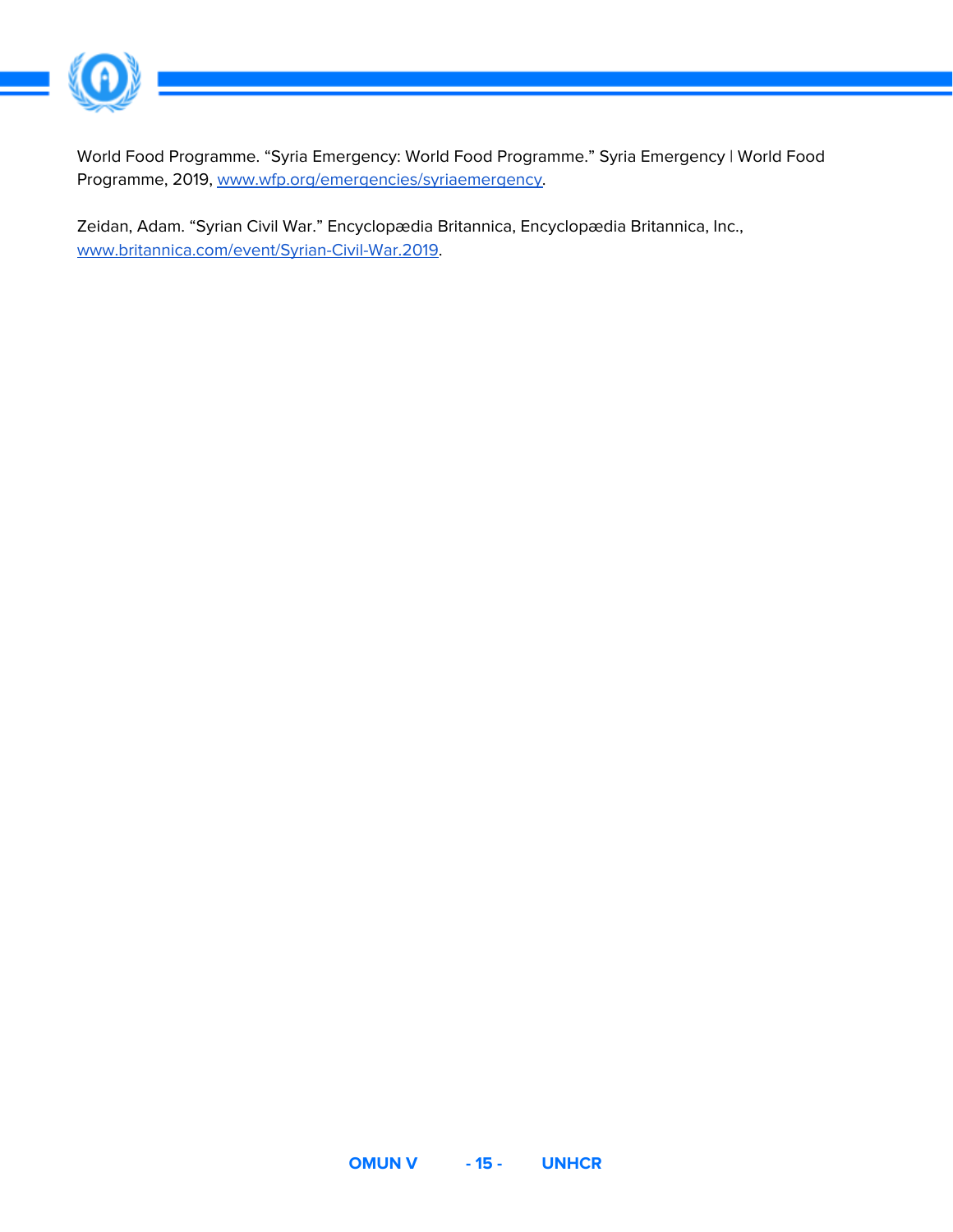World Food Programme. “Syria Emergency: World Food Programme.” Syria Emergency | World Food Programme, 2019, www.wfp.org/emergencies/syriaemergency.

Zeidan, Adam. “Syrian Civil War.” Encyclopædia Britannica, Encyclopædia Britannica, Inc., www.britannica.com/event/Syrian-Civil-War.2019.